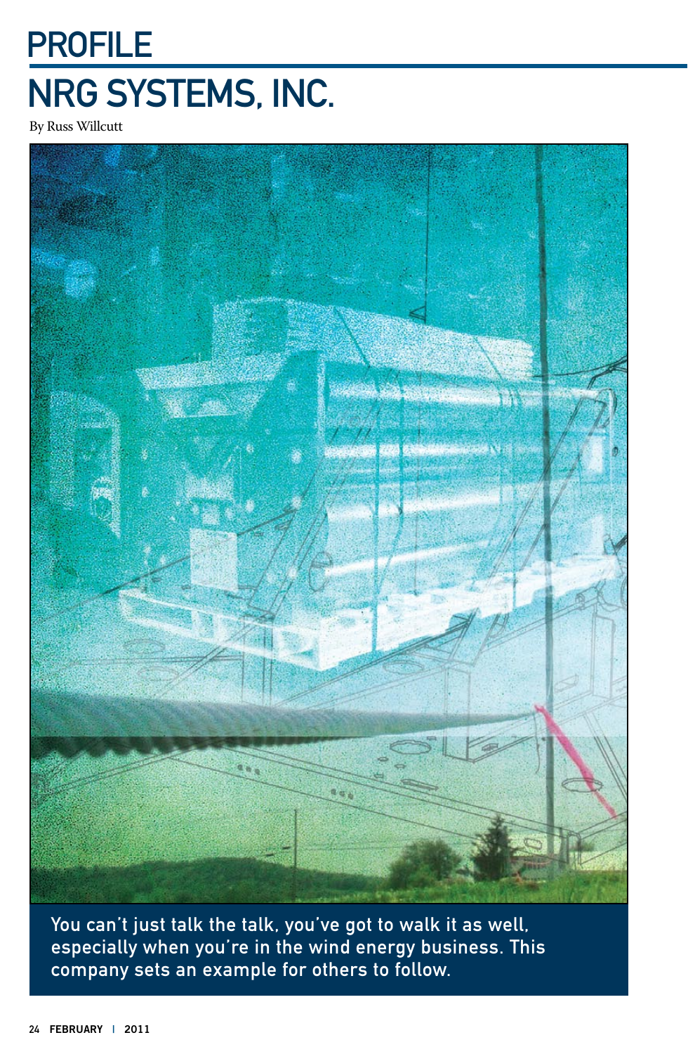# PROFILE

# NRG SYSTEMS, INC.

By Russ Willcutt

You can't just talk the talk, you've got to walk it as well, especially when you're in the wind energy business. This company sets an example for others to follow.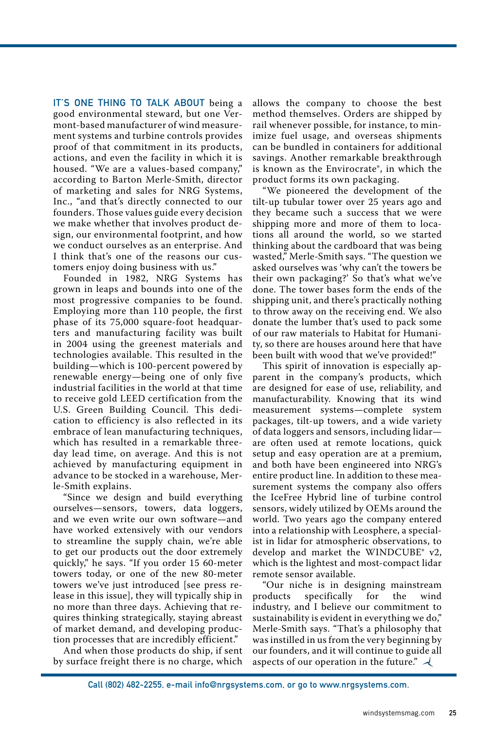**IT'S ONE THING TO TALK ABOUT** being a good environmental steward, but one Vermont-based manufacturer of wind measurement systems and turbine controls provides proof of that commitment in its products, actions, and even the facility in which it is housed. "We are a values-based company," according to Barton Merle-Smith, director of marketing and sales for NRG Systems, Inc., "and that's directly connected to our founders. Those values guide every decision we make whether that involves product design, our environmental footprint, and how we conduct ourselves as an enterprise. And I think that's one of the reasons our customers enjoy doing business with us."

Founded in 1982, NRG Systems has grown in leaps and bounds into one of the most progressive companies to be found. Employing more than 110 people, the first phase of its 75,000 square-foot headquarters and manufacturing facility was built in 2004 using the greenest materials and technologies available. This resulted in the building—which is 100-percent powered by renewable energy—being one of only five industrial facilities in the world at that time to receive gold LEED certification from the U.S. Green Building Council. This dedication to efficiency is also reflected in its embrace of lean manufacturing techniques, which has resulted in a remarkable three-day lead time, on average. And this is not achieved by manufacturing equipment in advance to be stocked in a warehouse, Merle-Smith explains.

"Since we design and build everything ourselves—sensors, towers, data loggers, and we even write our own software—and have worked extensively with our vendors to streamline the supply chain, we're able to get our products out the door extremely quickly," he says. "If you order 15 60-meter towers today, or one of the new 80-meter towers we've just introduced [see press release in this issue], they will typically ship in no more than three days. Achieving that requires thinking strategically, staying abreast of market demand, and developing production processes that are incredibly efficient."

And when those products do ship, if sent by surface freight there is no charge, which allows the company to choose the best method themselves. Orders are shipped by rail whenever possible, for instance, to minimize fuel usage, and overseas shipments can be bundled in containers for additional savings. Another remarkable breakthrough is known as the Envirocrate®, in which the product forms its own packaging.

"We pioneered the development of the tilt-up tubular tower over 25 years ago and they became such a success that we were shipping more and more of them to locations all around the world, so we started thinking about the cardboard that was being wasted," Merle-Smith says. "The question we asked ourselves was 'why can't the towers be their own packaging?' So that's what we've done. The tower bases form the ends of the shipping unit, and there's practically nothing to throw away on the receiving end. We also donate the lumber that's used to pack some of our raw materials to Habitat for Humanity, so there are houses around here that have been built with wood that we've provided!"

This spirit of innovation is especially apparent in the company's products, which are designed for ease of use, reliability, and manufacturability. Knowing that its wind measurement systems—complete system packages, tilt-up towers, and a wide variety of data loggers and sensors, including lidar—are often used at remote locations, quick setup and easy operation are at a premium, and both have been engineered into NRG's entire product line. In addition to these measurement systems the company also offers the IceFree Hybrid line of turbine control sensors, widely utilized by OEMs around the world. Two years ago the company entered into a relationship with Leosphere, a specialist in lidar for atmospheric observations, to develop and market the WINDCUBE® v2, which is the lightest and most-compact lidar remote sensor available.

"Our niche is in designing mainstream products specifically for the wind industry, and I believe our commitment to sustainability is evident in everything we do," Merle-Smith says. "That's a philosophy that was instilled in us from the very beginning by our founders, and it will continue to guide all aspects of our operation in the future."

Call (802) 482-2255, e-mail info@nrgsystems.com, or go to www.nrgsystems.com.